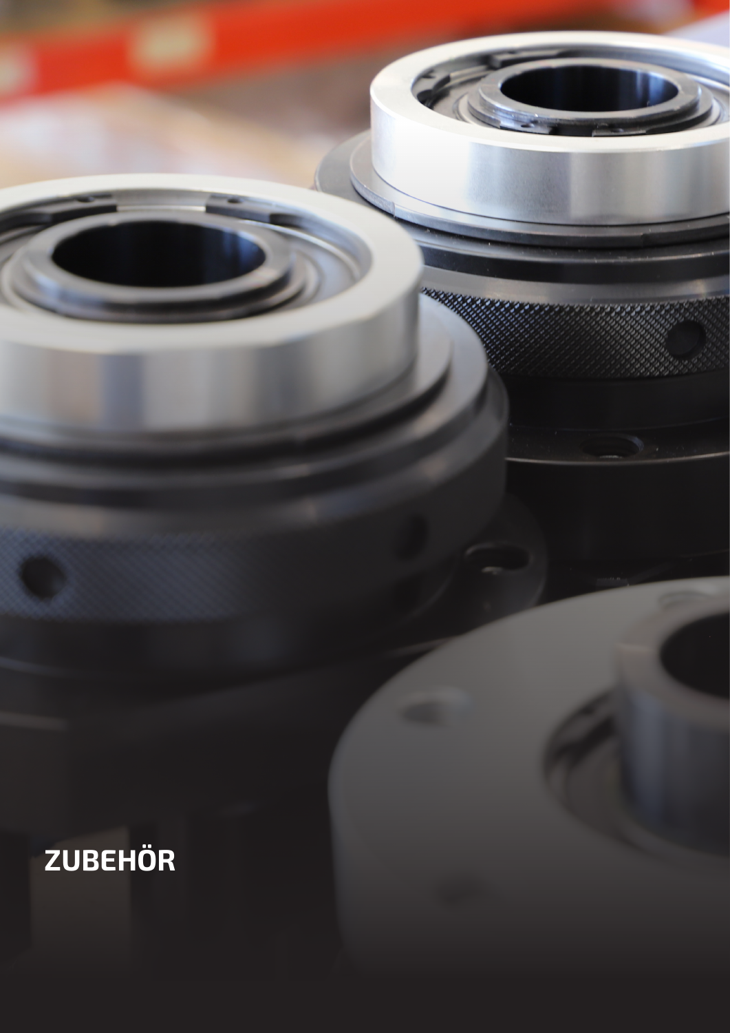# ZUBEHÖR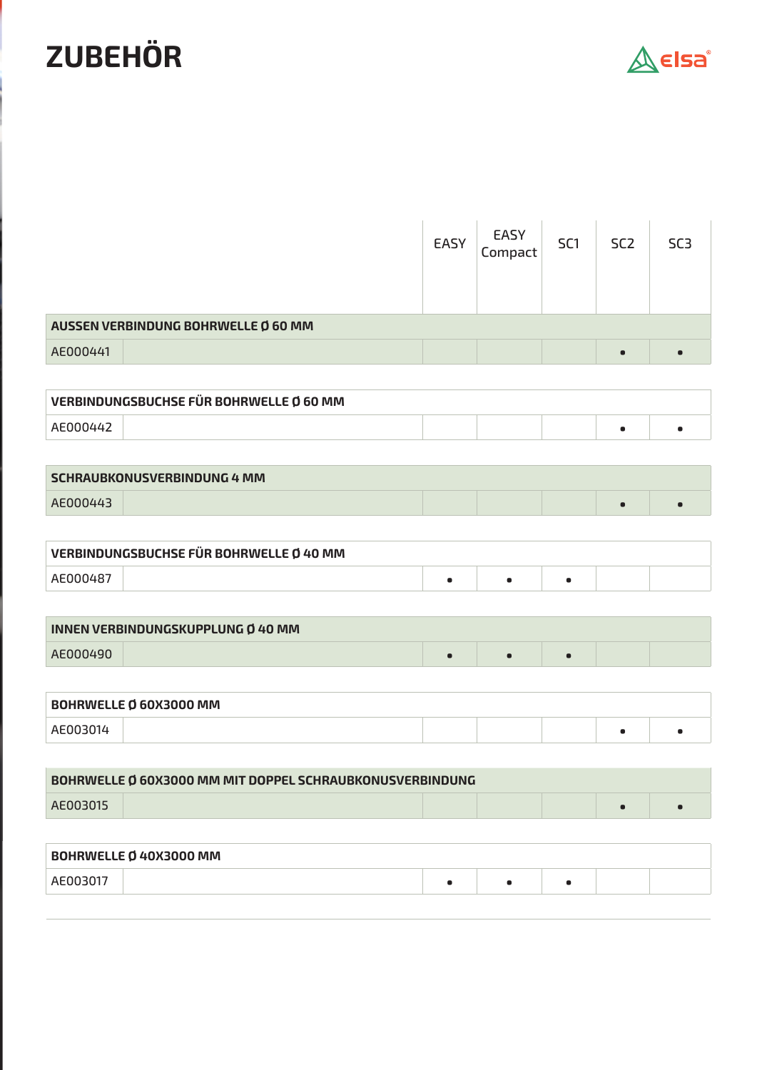# ZUBEHÖR

| | EASY | EASY Compact | SC1 | SC2 | SC3 |
|---|---|---|---|---|---|
| **AUSSEN VERBINDUNG BOHRWELLE Ø 60 MM** | | | | | |
| AE000441 | | | | • | • |
| **VERBINDUNGSBUCHSE FÜR BOHRWELLE Ø 60 MM** | | | | | |
| AE000442 | | | | • | • |
| **SCHRAUBKONUSVERBINDUNG 4 MM** | | | | | |
| AE000443 | | | | • | • |
| **VERBINDUNGSBUCHSE FÜR BOHRWELLE Ø 40 MM** | | | | | |
| AE000487 | • | • | • | | |
| **INNEN VERBINDUNGSKUPPLUNG Ø 40 MM** | | | | | |
| AE000490 | • | • | • | | |
| **BOHRWELLE Ø 60X3000 MM** | | | | | |
| AE003014 | | | | • | • |
| **BOHRWELLE Ø 60X3000 MM MIT DOPPEL SCHRAUBKONUSVERBINDUNG** | | | | | |
| AE003015 | | | | • | • |
| **BOHRWELLE Ø 40X3000 MM** | | | | | |
| AE003017 | • | • | • | | |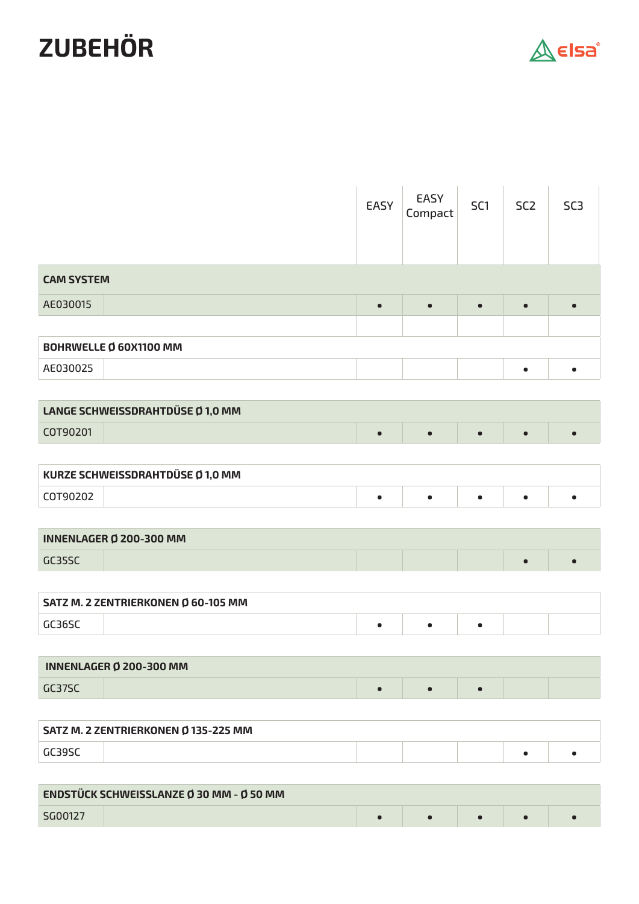# ZUBEHÖR

| | | EASY | EASY Compact | SC1 | SC2 | SC3 |
|---|---|---|---|---|---|---|
| **CAM SYSTEM** | | | | | | |
| AE030015 | | • | • | • | • | • |
| **BOHRWELLE Ø 60X1100 MM** | | | | | | |
| AE030025 | | | | | • | • |
| **LANGE SCHWEISSDRAHTDÜSE Ø 1,0 MM** | | | | | | |
| COT90201 | | • | • | • | • | • |
| **KURZE SCHWEISSDRAHTDÜSE Ø 1,0 MM** | | | | | | |
| COT90202 | | • | • | • | • | • |
| **INNENLAGER Ø 200-300 MM** | | | | | | |
| GC35SC | | | | | • | • |
| **SATZ M. 2 ZENTRIERKONEN Ø 60-105 MM** | | | | | | |
| GC36SC | | • | • | • | | |
| **INNENLAGER Ø 200-300 MM** | | | | | | |
| GC37SC | | • | • | • | | |
| **SATZ M. 2 ZENTRIERKONEN Ø 135-225 MM** | | | | | | |
| GC39SC | | | | | • | • |
| **ENDSTÜCK SCHWEISSLANZE Ø 30 MM - Ø 50 MM** | | | | | | |
| SG00127 | | • | • | • | • | • |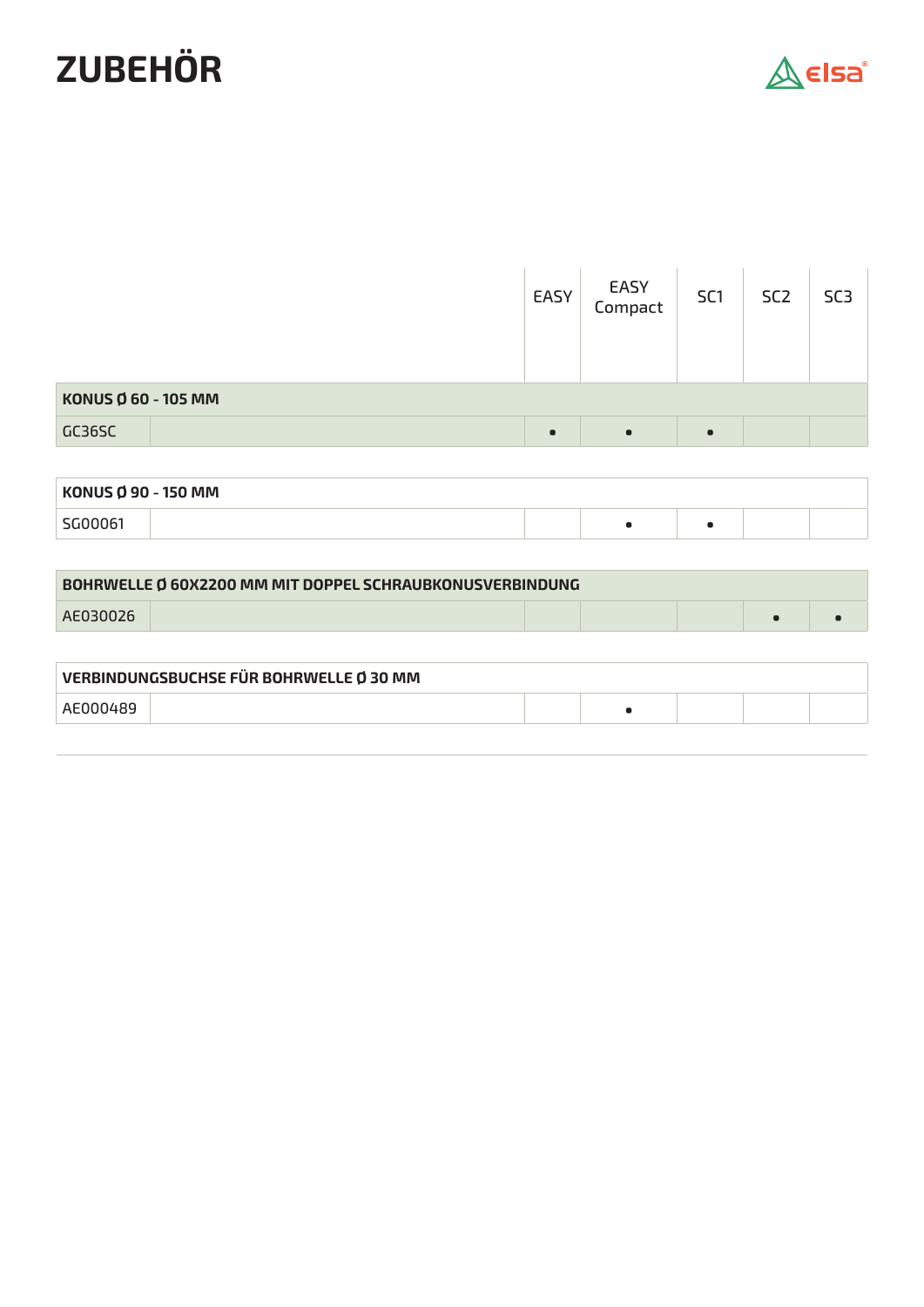# ZUBEHÖR

| | | EASY | EASY Compact | SC1 | SC2 | SC3 |
|---|---|---|---|---|---|---|
| **KONUS Ø 60 - 105 MM** | | | | | | |
| GC36SC | | • | • | • | | |
| **KONUS Ø 90 - 150 MM** | | | | | | |
| SG00061 | | | • | • | | |
| **BOHRWELLE Ø 60X2200 MM MIT DOPPEL SCHRAUBKONUSVERBINDUNG** | | | | | | |
| AE030026 | | | | | • | • |
| **VERBINDUNGSBUCHSE FÜR BOHRWELLE Ø 30 MM** | | | | | | |
| AE000489 | | | • | | | |